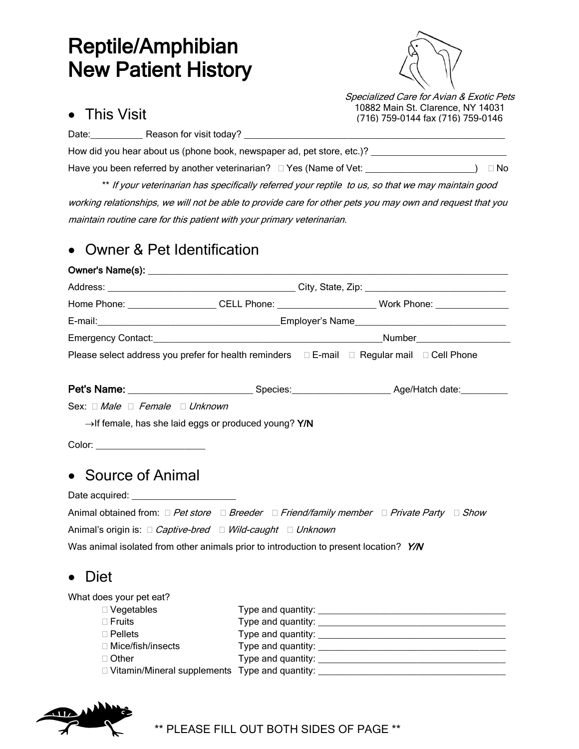# Reptile/Amphibian New Patient History

*Specialized Care for Avian & Exotic Pets*
10882 Main St. Clarence, NY 14031
(716) 759-0144 fax (716) 759-0146

## • This Visit

Date:___________ Reason for visit today? ________________________________________________________

How did you hear about us (phone book, newspaper ad, pet store, etc.)? ____________________________

Have you been referred by another veterinarian? □ Yes (Name of Vet: ______________________) □ No

** *If your veterinarian has specifically referred your reptile to us, so that we may maintain good working relationships, we will not be able to provide care for other pets you may own and request that you maintain routine care for this patient with your primary veterinarian.*

## • Owner & Pet Identification

**Owner's Name(s):** ________________________________________________________________________________

Address: ______________________________________ City, State, Zip: _____________________________

Home Phone: __________________ CELL Phone: ____________________ Work Phone: _______________

E-mail:_____________________________________Employer's Name________________________________

Emergency Contact:________________________________________________Number___________________

Please select address you prefer for health reminders □ E-mail □ Regular mail □ Cell Phone

**Pet's Name:** _________________________ Species:____________________ Age/Hatch date:__________

Sex: □ *Male* □ *Female* □ *Unknown*

→If female, has she laid eggs or produced young? **Y/N**

Color: ______________________

## • Source of Animal

Date acquired: _____________________

Animal obtained from: □ *Pet store* □ *Breeder* □ *Friend/family member* □ *Private Party* □ *Show*

Animal's origin is: □ *Captive-bred* □ *Wild-caught* □ *Unknown*

Was animal isolated from other animals prior to introduction to present location? ***Y/N***

## • Diet

What does your pet eat?

- □ Vegetables Type and quantity: ______________________________________
- □ Fruits Type and quantity: ______________________________________
- □ Pellets Type and quantity: ______________________________________
- □ Mice/fish/insects Type and quantity: ______________________________________
- □ Other Type and quantity: ______________________________________
- □ Vitamin/Mineral supplements Type and quantity: ______________________________________

** PLEASE FILL OUT BOTH SIDES OF PAGE **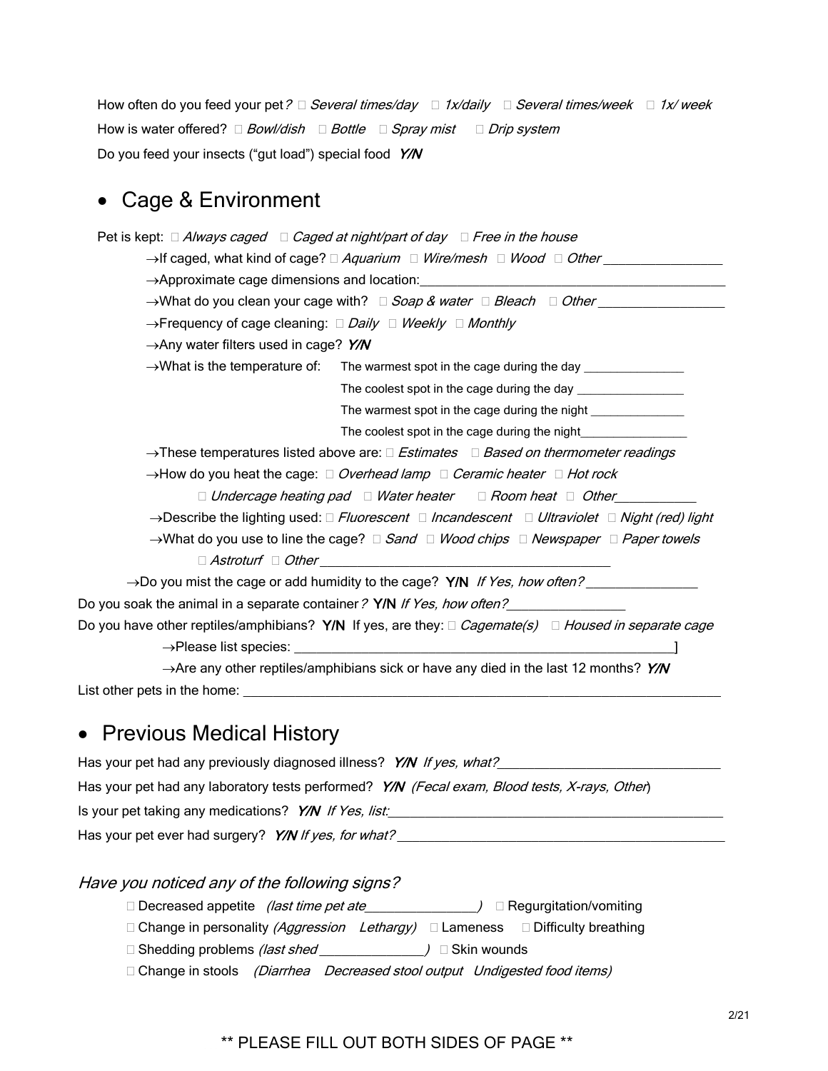How often do you feed your pet? ☐ *Several times/day* ☐ *1x/daily* ☐ *Several times/week* ☐ *1x/ week*

How is water offered? ☐ *Bowl/dish* ☐ *Bottle* ☐ *Spray mist* ☐ *Drip system*

Do you feed your insects ("gut load") special food ***Y/N***

## Cage & Environment

Pet is kept: ☐ *Always caged* ☐ *Caged at night/part of day* ☐ *Free in the house*

→If caged, what kind of cage? ☐ *Aquarium* ☐ *Wire/mesh* ☐ *Wood* ☐ *Other* ________________

→Approximate cage dimensions and location:________________________________________

→What do you clean your cage with? ☐ *Soap & water* ☐ *Bleach* ☐ *Other* ________________

→Frequency of cage cleaning: ☐ *Daily* ☐ *Weekly* ☐ *Monthly*

→Any water filters used in cage? ***Y/N***

→What is the temperature of:
- The warmest spot in the cage during the day _______________
- The coolest spot in the cage during the day ________________
- The warmest spot in the cage during the night ______________
- The coolest spot in the cage during the night________________

→These temperatures listed above are: ☐ *Estimates* ☐ *Based on thermometer readings*

→How do you heat the cage: ☐ *Overhead lamp* ☐ *Ceramic heater* ☐ *Hot rock* ☐ *Undercage heating pad* ☐ *Water heater* ☐ *Room heat* ☐ *Other*___________

→Describe the lighting used: ☐ *Fluorescent* ☐ *Incandescent* ☐ *Ultraviolet* ☐ *Night (red) light*

→What do you use to line the cage? ☐ *Sand* ☐ *Wood chips* ☐ *Newspaper* ☐ *Paper towels* ☐ *Astroturf* ☐ *Other* ________________________________________

→Do you mist the cage or add humidity to the cage? **Y/N** *If Yes, how often?* _______________

Do you soak the animal in a separate container? **Y/N** *If Yes, how often?*________________

Do you have other reptiles/amphibians? **Y/N** If yes, are they: ☐ *Cagemate(s)* ☐ *Housed in separate cage*

→Please list species: _______________________________________________________]

→Are any other reptiles/amphibians sick or have any died in the last 12 months? ***Y/N***

List other pets in the home: _________________________________________________________________

## Previous Medical History

Has your pet had any previously diagnosed illness? ***Y/N*** *If yes, what?*______________________________

Has your pet had any laboratory tests performed? ***Y/N*** *(Fecal exam, Blood tests, X-rays, Other)*

Is your pet taking any medications? ***Y/N*** *If Yes, list:*_______________________________________________

Has your pet ever had surgery? ***Y/N*** *If yes, for what?* ____________________________________________

### *Have you noticed any of the following signs?*

☐ Decreased appetite *(last time pet ate________________)* ☐ Regurgitation/vomiting

☐ Change in personality *(Aggression Lethargy)* ☐ Lameness ☐ Difficulty breathing

☐ Shedding problems *(last shed _______________)* ☐ Skin wounds

☐ Change in stools *(Diarrhea Decreased stool output Undigested food items)*

** PLEASE FILL OUT BOTH SIDES OF PAGE **